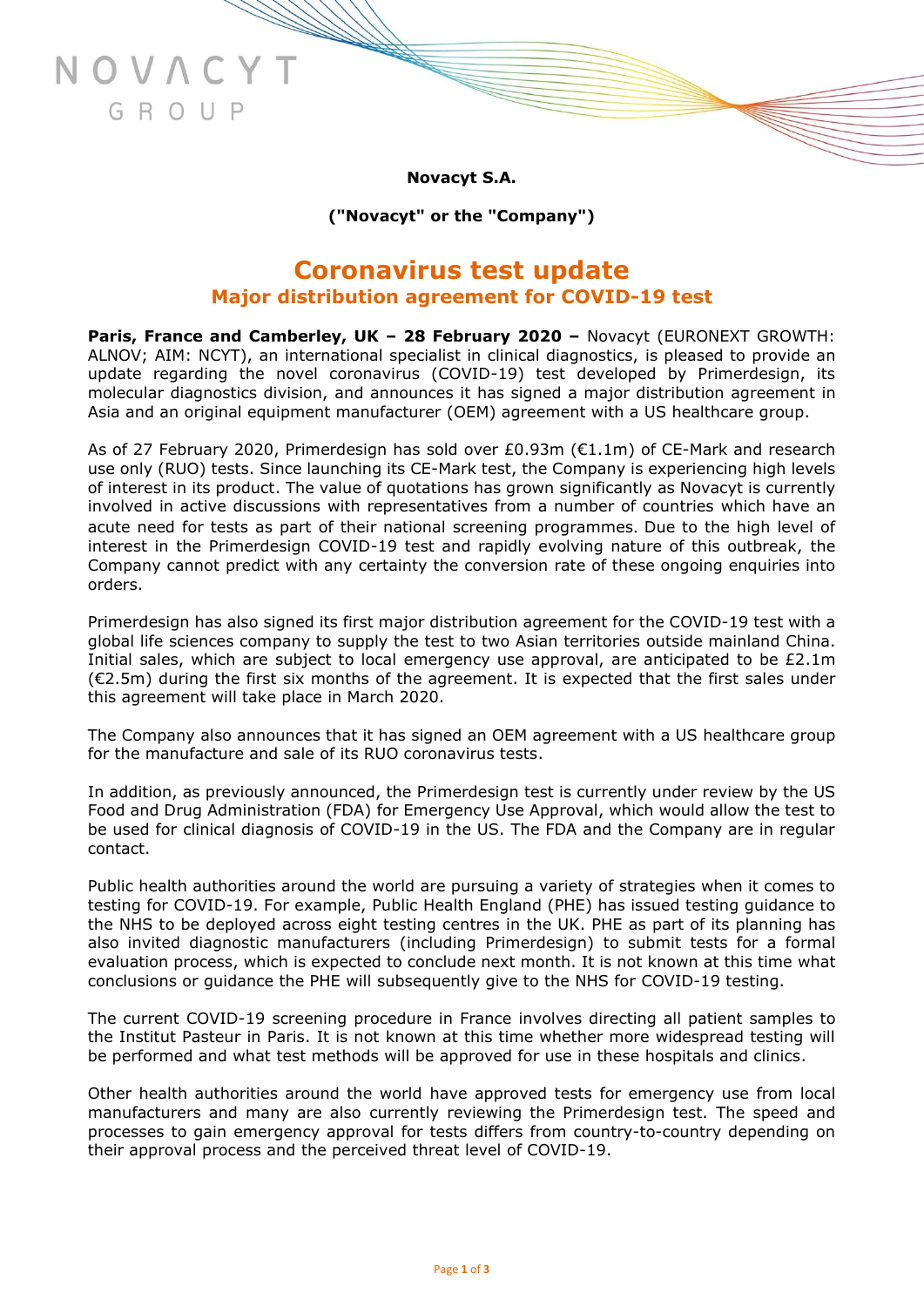**Novacyt S.A.**

**("Novacyt" or the "Company")**

# Coronavirus test update

## Major distribution agreement for COVID-19 test

**Paris, France and Camberley, UK – 28 February 2020 –** Novacyt (EURONEXT GROWTH: ALNOV; AIM: NCYT), an international specialist in clinical diagnostics, is pleased to provide an update regarding the novel coronavirus (COVID-19) test developed by Primerdesign, its molecular diagnostics division, and announces it has signed a major distribution agreement in Asia and an original equipment manufacturer (OEM) agreement with a US healthcare group.

As of 27 February 2020, Primerdesign has sold over £0.93m (€1.1m) of CE-Mark and research use only (RUO) tests. Since launching its CE-Mark test, the Company is experiencing high levels of interest in its product. The value of quotations has grown significantly as Novacyt is currently involved in active discussions with representatives from a number of countries which have an acute need for tests as part of their national screening programmes. Due to the high level of interest in the Primerdesign COVID-19 test and rapidly evolving nature of this outbreak, the Company cannot predict with any certainty the conversion rate of these ongoing enquiries into orders.

Primerdesign has also signed its first major distribution agreement for the COVID-19 test with a global life sciences company to supply the test to two Asian territories outside mainland China. Initial sales, which are subject to local emergency use approval, are anticipated to be £2.1m (€2.5m) during the first six months of the agreement. It is expected that the first sales under this agreement will take place in March 2020.

The Company also announces that it has signed an OEM agreement with a US healthcare group for the manufacture and sale of its RUO coronavirus tests.

In addition, as previously announced, the Primerdesign test is currently under review by the US Food and Drug Administration (FDA) for Emergency Use Approval, which would allow the test to be used for clinical diagnosis of COVID-19 in the US. The FDA and the Company are in regular contact.

Public health authorities around the world are pursuing a variety of strategies when it comes to testing for COVID-19. For example, Public Health England (PHE) has issued testing guidance to the NHS to be deployed across eight testing centres in the UK. PHE as part of its planning has also invited diagnostic manufacturers (including Primerdesign) to submit tests for a formal evaluation process, which is expected to conclude next month. It is not known at this time what conclusions or guidance the PHE will subsequently give to the NHS for COVID-19 testing.

The current COVID-19 screening procedure in France involves directing all patient samples to the Institut Pasteur in Paris. It is not known at this time whether more widespread testing will be performed and what test methods will be approved for use in these hospitals and clinics.

Other health authorities around the world have approved tests for emergency use from local manufacturers and many are also currently reviewing the Primerdesign test. The speed and processes to gain emergency approval for tests differs from country-to-country depending on their approval process and the perceived threat level of COVID-19.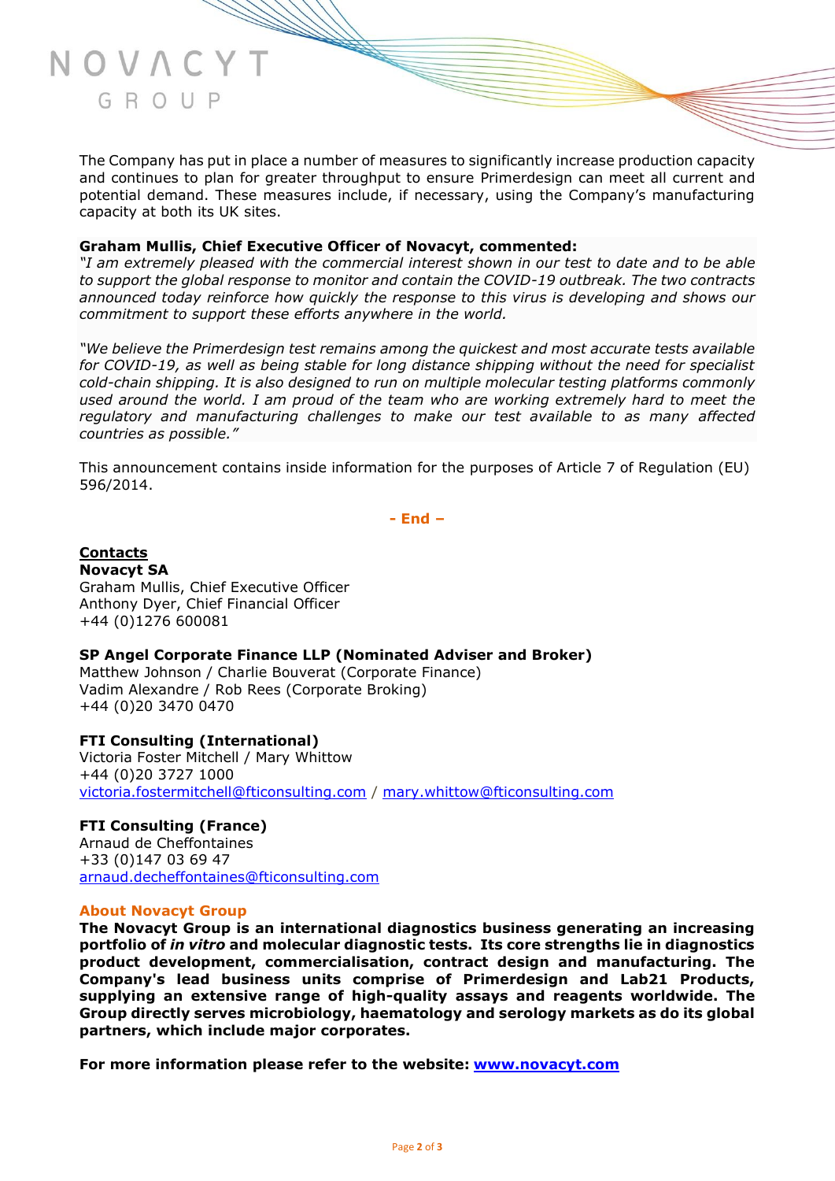The Company has put in place a number of measures to significantly increase production capacity and continues to plan for greater throughput to ensure Primerdesign can meet all current and potential demand. These measures include, if necessary, using the Company's manufacturing capacity at both its UK sites.

**Graham Mullis, Chief Executive Officer of Novacyt, commented:**

*"I am extremely pleased with the commercial interest shown in our test to date and to be able to support the global response to monitor and contain the COVID-19 outbreak. The two contracts announced today reinforce how quickly the response to this virus is developing and shows our commitment to support these efforts anywhere in the world.*

*"We believe the Primerdesign test remains among the quickest and most accurate tests available for COVID-19, as well as being stable for long distance shipping without the need for specialist cold-chain shipping. It is also designed to run on multiple molecular testing platforms commonly used around the world. I am proud of the team who are working extremely hard to meet the regulatory and manufacturing challenges to make our test available to as many affected countries as possible."*

This announcement contains inside information for the purposes of Article 7 of Regulation (EU) 596/2014.

**- End –**

**Contacts**

**Novacyt SA**
Graham Mullis, Chief Executive Officer
Anthony Dyer, Chief Financial Officer
+44 (0)1276 600081

**SP Angel Corporate Finance LLP (Nominated Adviser and Broker)**
Matthew Johnson / Charlie Bouverat (Corporate Finance)
Vadim Alexandre / Rob Rees (Corporate Broking)
+44 (0)20 3470 0470

**FTI Consulting (International)**
Victoria Foster Mitchell / Mary Whittow
+44 (0)20 3727 1000
victoria.fostermitchell@fticonsulting.com / mary.whittow@fticonsulting.com

**FTI Consulting (France)**
Arnaud de Cheffontaines
+33 (0)147 03 69 47
arnaud.decheffontaines@fticonsulting.com

**About Novacyt Group**

**The Novacyt Group is an international diagnostics business generating an increasing portfolio of *in vitro* and molecular diagnostic tests. Its core strengths lie in diagnostics product development, commercialisation, contract design and manufacturing. The Company's lead business units comprise of Primerdesign and Lab21 Products, supplying an extensive range of high-quality assays and reagents worldwide. The Group directly serves microbiology, haematology and serology markets as do its global partners, which include major corporates.**

**For more information please refer to the website: www.novacyt.com**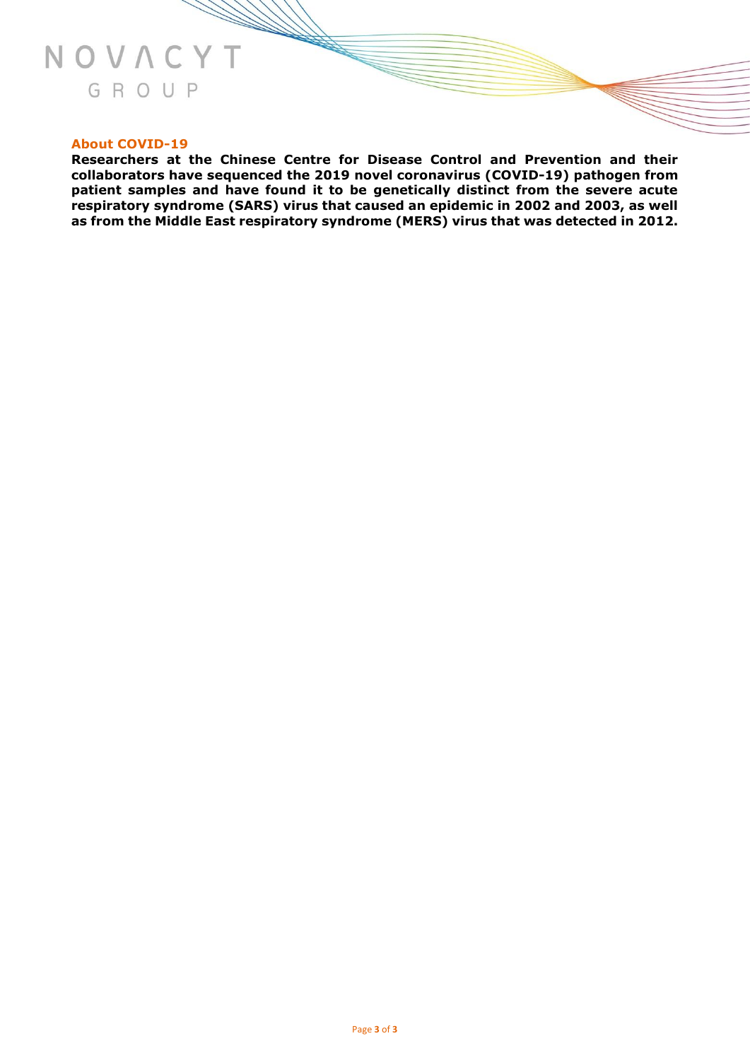### About COVID-19

**Researchers at the Chinese Centre for Disease Control and Prevention and their collaborators have sequenced the 2019 novel coronavirus (COVID-19) pathogen from patient samples and have found it to be genetically distinct from the severe acute respiratory syndrome (SARS) virus that caused an epidemic in 2002 and 2003, as well as from the Middle East respiratory syndrome (MERS) virus that was detected in 2012.**